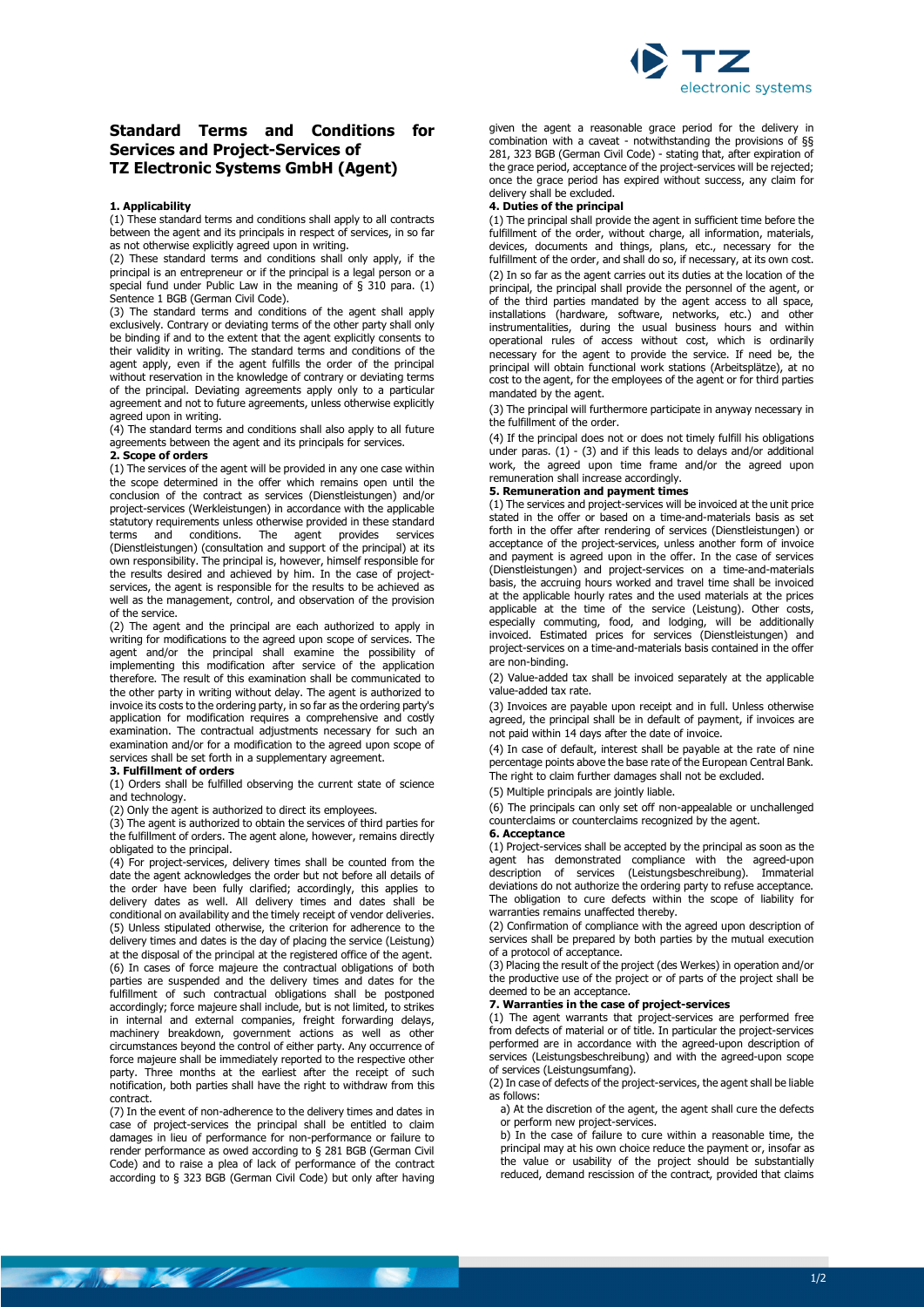# Standard Terms and Conditions for Services and Project-Services of TZ Electronic Systems GmbH (Agent)

**1. Applicability**

(1) These standard terms and conditions shall apply to all contracts between the agent and its principals in respect of services, in so far as not otherwise explicitly agreed upon in writing.

(2) These standard terms and conditions shall only apply, if the principal is an entrepreneur or if the principal is a legal person or a special fund under Public Law in the meaning of § 310 para. (1) Sentence 1 BGB (German Civil Code).

(3) The standard terms and conditions of the agent shall apply exclusively. Contrary or deviating terms of the other party shall only be binding if and to the extent that the agent explicitly consents to their validity in writing. The standard terms and conditions of the agent apply, even if the agent fulfills the order of the principal without reservation in the knowledge of contrary or deviating terms of the principal. Deviating agreements apply only to a particular agreement and not to future agreements, unless otherwise explicitly agreed upon in writing.

(4) The standard terms and conditions shall also apply to all future agreements between the agent and its principals for services.

**2. Scope of orders**

(1) The services of the agent will be provided in any one case within the scope determined in the offer which remains open until the conclusion of the contract as services (Dienstleistungen) and/or project-services (Werkleistungen) in accordance with the applicable statutory requirements unless otherwise provided in these standard terms and conditions. The agent provides services (Dienstleistungen) (consultation and support of the principal) at its own responsibility. The principal is, however, himself responsible for the results desired and achieved by him. In the case of project-services, the agent is responsible for the results to be achieved as well as the management, control, and observation of the provision of the service.

(2) The agent and the principal are each authorized to apply in writing for modifications to the agreed upon scope of services. The agent and/or the principal shall examine the possibility of implementing this modification after service of the application therefore. The result of this examination shall be communicated to the other party in writing without delay. The agent is authorized to invoice its costs to the ordering party, in so far as the ordering party's application for modification requires a comprehensive and costly examination. The contractual adjustments necessary for such an examination and/or for a modification to the agreed upon scope of services shall be set forth in a supplementary agreement.

**3. Fulfillment of orders**

(1) Orders shall be fulfilled observing the current state of science and technology.

(2) Only the agent is authorized to direct its employees.

(3) The agent is authorized to obtain the services of third parties for the fulfillment of orders. The agent alone, however, remains directly obligated to the principal.

(4) For project-services, delivery times shall be counted from the date the agent acknowledges the order but not before all details of the order have been fully clarified; accordingly, this applies to delivery dates as well. All delivery times and dates shall be conditional on availability and the timely receipt of vendor deliveries.

(5) Unless stipulated otherwise, the criterion for adherence to the delivery times and dates is the day of placing the service (Leistung) at the disposal of the principal at the registered office of the agent.

(6) In cases of force majeure the contractual obligations of both parties are suspended and the delivery times and dates for the fulfillment of such contractual obligations shall be postponed accordingly; force majeure shall include, but is not limited, to strikes in internal and external companies, freight forwarding delays, machinery breakdown, government actions as well as other circumstances beyond the control of either party. Any occurrence of force majeure shall be immediately reported to the respective other party. Three months at the earliest after the receipt of such notification, both parties shall have the right to withdraw from this contract.

(7) In the event of non-adherence to the delivery times and dates in case of project-services the principal shall be entitled to claim damages in lieu of performance for non-performance or failure to render performance as owed according to § 281 BGB (German Civil Code) and to raise a plea of lack of performance of the contract according to § 323 BGB (German Civil Code) but only after having given the agent a reasonable grace period for the delivery in combination with a caveat - notwithstanding the provisions of §§ 281, 323 BGB (German Civil Code) - stating that, after expiration of the grace period, acceptance of the project-services will be rejected; once the grace period has expired without success, any claim for delivery shall be excluded.

**4. Duties of the principal**

(1) The principal shall provide the agent in sufficient time before the fulfillment of the order, without charge, all information, materials, devices, documents and things, plans, etc., necessary for the fulfillment of the order, and shall do so, if necessary, at its own cost.

(2) In so far as the agent carries out its duties at the location of the principal, the principal shall provide the personnel of the agent, or of the third parties mandated by the agent access to all space, installations (hardware, software, networks, etc.) and other instrumentalities, during the usual business hours and within operational rules of access without cost, which is ordinarily necessary for the agent to provide the service. If need be, the principal will obtain functional work stations (Arbeitsplätze), at no cost to the agent, for the employees of the agent or for third parties mandated by the agent.

(3) The principal will furthermore participate in anyway necessary in the fulfillment of the order.

(4) If the principal does not or does not timely fulfill his obligations under paras. (1) - (3) and if this leads to delays and/or additional work, the agreed upon time frame and/or the agreed upon remuneration shall increase accordingly.

**5. Remuneration and payment times**

(1) The services and project-services will be invoiced at the unit price stated in the offer or based on a time-and-materials basis as set forth in the offer after rendering of services (Dienstleistungen) or acceptance of the project-services, unless another form of invoice and payment is agreed upon in the offer. In the case of services (Dienstleistungen) and project-services on a time-and-materials basis, the accruing hours worked and travel time shall be invoiced at the applicable hourly rates and the used materials at the prices applicable at the time of the service (Leistung). Other costs, especially commuting, food, and lodging, will be additionally invoiced. Estimated prices for services (Dienstleistungen) and project-services on a time-and-materials basis contained in the offer are non-binding.

(2) Value-added tax shall be invoiced separately at the applicable value-added tax rate.

(3) Invoices are payable upon receipt and in full. Unless otherwise agreed, the principal shall be in default of payment, if invoices are not paid within 14 days after the date of invoice.

(4) In case of default, interest shall be payable at the rate of nine percentage points above the base rate of the European Central Bank. The right to claim further damages shall not be excluded.

(5) Multiple principals are jointly liable.

(6) The principals can only set off non-appealable or unchallenged counterclaims or counterclaims recognized by the agent.

**6. Acceptance**

(1) Project-services shall be accepted by the principal as soon as the agent has demonstrated compliance with the agreed-upon description of services (Leistungsbeschreibung). Immaterial deviations do not authorize the ordering party to refuse acceptance. The obligation to cure defects within the scope of liability for warranties remains unaffected thereby.

(2) Confirmation of compliance with the agreed upon description of services shall be prepared by both parties by the mutual execution of a protocol of acceptance.

(3) Placing the result of the project (des Werkes) in operation and/or the productive use of the project or of parts of the project shall be deemed to be an acceptance.

**7. Warranties in the case of project-services**

(1) The agent warrants that project-services are performed free from defects of material or of title. In particular the project-services performed are in accordance with the agreed-upon description of services (Leistungsbeschreibung) and with the agreed-upon scope of services (Leistungsumfang).

(2) In case of defects of the project-services, the agent shall be liable as follows:

a) At the discretion of the agent, the agent shall cure the defects or perform new project-services.

b) In the case of failure to cure within a reasonable time, the principal may at his own choice reduce the payment or, insofar as the value or usability of the project should be substantially reduced, demand rescission of the contract, provided that claims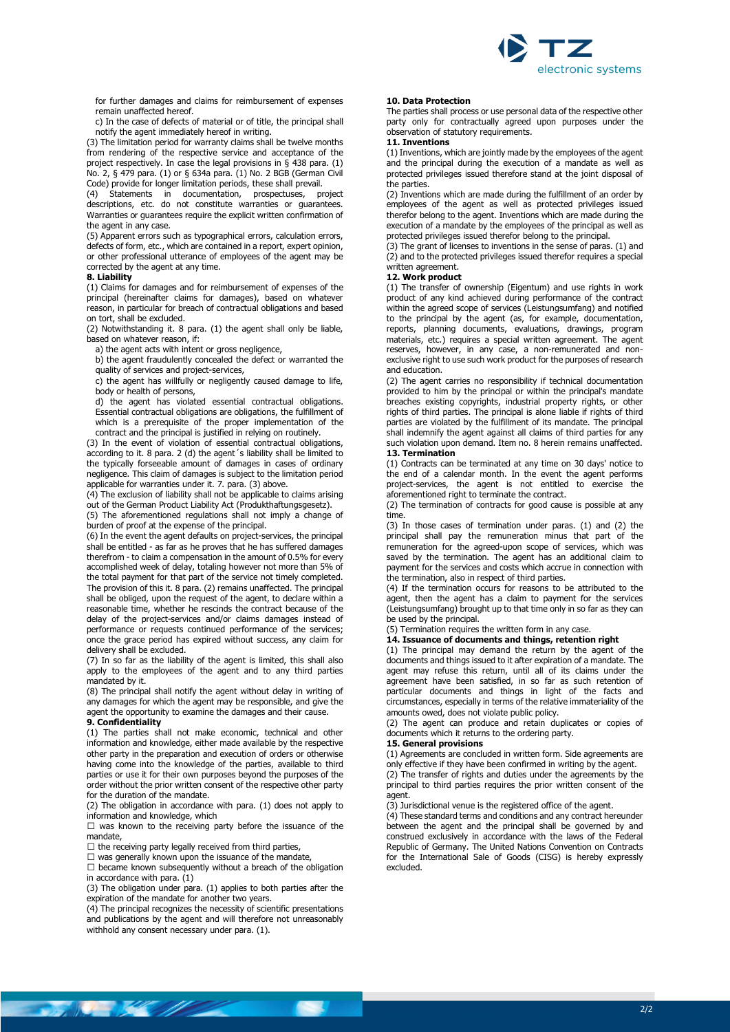for further damages and claims for reimbursement of expenses remain unaffected hereof.

c) In the case of defects of material or of title, the principal shall notify the agent immediately hereof in writing.

(3) The limitation period for warranty claims shall be twelve months from rendering of the respective service and acceptance of the project respectively. In case the legal provisions in § 438 para. (1) No. 2, § 479 para. (1) or § 634a para. (1) No. 2 BGB (German Civil Code) provide for longer limitation periods, these shall prevail.

(4) Statements in documentation, prospectuses, project descriptions, etc. do not constitute warranties or guarantees. Warranties or guarantees require the explicit written confirmation of the agent in any case.

(5) Apparent errors such as typographical errors, calculation errors, defects of form, etc., which are contained in a report, expert opinion, or other professional utterance of employees of the agent may be corrected by the agent at any time.

**8. Liability**

(1) Claims for damages and for reimbursement of expenses of the principal (hereinafter claims for damages), based on whatever reason, in particular for breach of contractual obligations and based on tort, shall be excluded.

(2) Notwithstanding it. 8 para. (1) the agent shall only be liable, based on whatever reason, if:

a) the agent acts with intent or gross negligence,

b) the agent fraudulently concealed the defect or warranted the quality of services and project-services,

c) the agent has willfully or negligently caused damage to life, body or health of persons,

d) the agent has violated essential contractual obligations. Essential contractual obligations are obligations, the fulfillment of which is a prerequisite of the proper implementation of the contract and the principal is justified in relying on routinely.

(3) In the event of violation of essential contractual obligations, according to it. 8 para. 2 (d) the agent´s liability shall be limited to the typically forseeable amount of damages in cases of ordinary negligence. This claim of damages is subject to the limitation period applicable for warranties under it. 7. para. (3) above.

(4) The exclusion of liability shall not be applicable to claims arising out of the German Product Liability Act (Produkthaftungsgesetz).

(5) The aforementioned regulations shall not imply a change of burden of proof at the expense of the principal.

(6) In the event the agent defaults on project-services, the principal shall be entitled - as far as he proves that he has suffered damages therefrom - to claim a compensation in the amount of 0.5% for every accomplished week of delay, totaling however not more than 5% of the total payment for that part of the service not timely completed. The provision of this it. 8 para. (2) remains unaffected. The principal shall be obliged, upon the request of the agent, to declare within a reasonable time, whether he rescinds the contract because of the delay of the project-services and/or claims damages instead of performance or requests continued performance of the services; once the grace period has expired without success, any claim for delivery shall be excluded.

(7) In so far as the liability of the agent is limited, this shall also apply to the employees of the agent and to any third parties mandated by it.

(8) The principal shall notify the agent without delay in writing of any damages for which the agent may be responsible, and give the agent the opportunity to examine the damages and their cause.

**9. Confidentiality**

(1) The parties shall not make economic, technical and other information and knowledge, either made available by the respective other party in the preparation and execution of orders or otherwise having come into the knowledge of the parties, available to third parties or use it for their own purposes beyond the purposes of the order without the prior written consent of the respective other party for the duration of the mandate.

(2) The obligation in accordance with para. (1) does not apply to information and knowledge, which

☐ was known to the receiving party before the issuance of the mandate,

☐ the receiving party legally received from third parties,

☐ was generally known upon the issuance of the mandate,

☐ became known subsequently without a breach of the obligation in accordance with para. (1)

(3) The obligation under para. (1) applies to both parties after the expiration of the mandate for another two years.

(4) The principal recognizes the necessity of scientific presentations and publications by the agent and will therefore not unreasonably withhold any consent necessary under para. (1).

**10. Data Protection**

The parties shall process or use personal data of the respective other party only for contractually agreed upon purposes under the observation of statutory requirements.

**11. Inventions**

(1) Inventions, which are jointly made by the employees of the agent and the principal during the execution of a mandate as well as protected privileges issued therefore stand at the joint disposal of the parties.

(2) Inventions which are made during the fulfillment of an order by employees of the agent as well as protected privileges issued therefor belong to the agent. Inventions which are made during the execution of a mandate by the employees of the principal as well as protected privileges issued therefor belong to the principal.

(3) The grant of licenses to inventions in the sense of paras. (1) and (2) and to the protected privileges issued therefor requires a special written agreement.

**12. Work product**

(1) The transfer of ownership (Eigentum) and use rights in work product of any kind achieved during performance of the contract within the agreed scope of services (Leistungsumfang) and notified to the principal by the agent (as, for example, documentation, reports, planning documents, evaluations, drawings, program materials, etc.) requires a special written agreement. The agent reserves, however, in any case, a non-remunerated and non-exclusive right to use such work product for the purposes of research and education.

(2) The agent carries no responsibility if technical documentation provided to him by the principal or within the principal's mandate breaches existing copyrights, industrial property rights, or other rights of third parties. The principal is alone liable if rights of third parties are violated by the fulfillment of its mandate. The principal shall indemnify the agent against all claims of third parties for any such violation upon demand. Item no. 8 herein remains unaffected.

**13. Termination**

(1) Contracts can be terminated at any time on 30 days' notice to the end of a calendar month. In the event the agent performs project-services, the agent is not entitled to exercise the aforementioned right to terminate the contract.

(2) The termination of contracts for good cause is possible at any time.

(3) In those cases of termination under paras. (1) and (2) the principal shall pay the remuneration minus that part of the remuneration for the agreed-upon scope of services, which was saved by the termination. The agent has an additional claim to payment for the services and costs which accrue in connection with the termination, also in respect of third parties.

(4) If the termination occurs for reasons to be attributed to the agent, then the agent has a claim to payment for the services (Leistungsumfang) brought up to that time only in so far as they can be used by the principal.

(5) Termination requires the written form in any case.

**14. Issuance of documents and things, retention right**

(1) The principal may demand the return by the agent of the documents and things issued to it after expiration of a mandate. The agent may refuse this return, until all of its claims under the agreement have been satisfied, in so far as such retention of particular documents and things in light of the facts and circumstances, especially in terms of the relative immateriality of the amounts owed, does not violate public policy.

(2) The agent can produce and retain duplicates or copies of documents which it returns to the ordering party.

**15. General provisions**

(1) Agreements are concluded in written form. Side agreements are only effective if they have been confirmed in writing by the agent.

(2) The transfer of rights and duties under the agreements by the principal to third parties requires the prior written consent of the agent.

(3) Jurisdictional venue is the registered office of the agent.

(4) These standard terms and conditions and any contract hereunder between the agent and the principal shall be governed by and construed exclusively in accordance with the laws of the Federal Republic of Germany. The United Nations Convention on Contracts for the International Sale of Goods (CISG) is hereby expressly excluded.